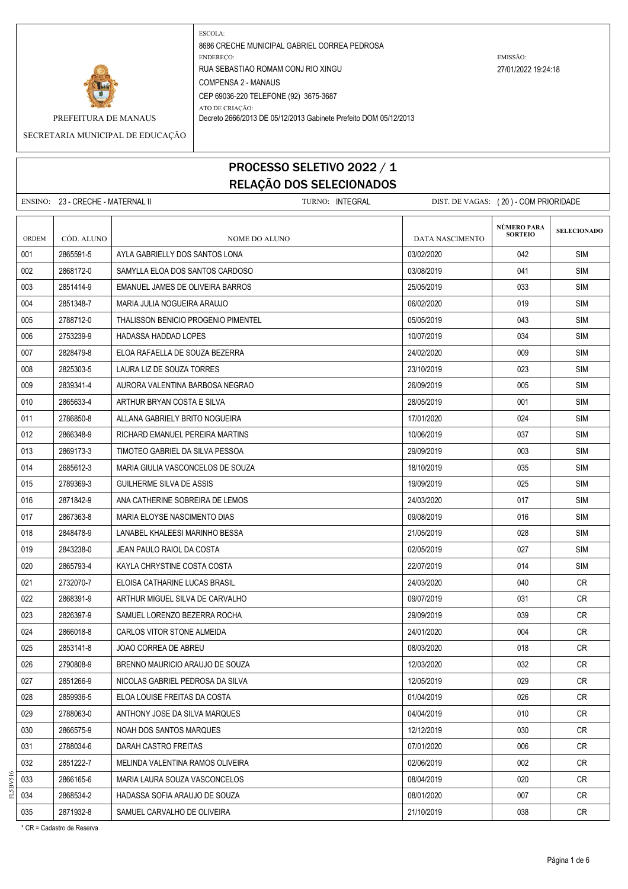PREFEITURA DE MANAUS

SECRETARIA MUNICIPAL DE EDUCAÇÃO

ESCOLA:
8686 CRECHE MUNICIPAL GABRIEL CORREA PEDROSA

ENDEREÇO:
RUA SEBASTIAO ROMAM CONJ RIO XINGU
COMPENSA 2 - MANAUS
CEP 69036-220 TELEFONE (92) 3675-3687

ATO DE CRIAÇÃO:
Decreto 2666/2013 DE 05/12/2013 Gabinete Prefeito DOM 05/12/2013

EMISSÃO:
27/01/2022 19:24:18

# PROCESSO SELETIVO 2022 / 1
## RELAÇÃO DOS SELECIONADOS

ENSINO: 23 - CRECHE - MATERNAL II | TURNO: INTEGRAL | DIST. DE VAGAS: ( 20 ) - COM PRIORIDADE

| ORDEM | CÓD. ALUNO | NOME DO ALUNO | DATA NASCIMENTO | NÚMERO PARA SORTEIO | SELECIONADO |
|---|---|---|---|---|---|
| 001 | 2865591-5 | AYLA GABRIELLY DOS SANTOS LONA | 03/02/2020 | 042 | SIM |
| 002 | 2868172-0 | SAMYLLA ELOA DOS SANTOS CARDOSO | 03/08/2019 | 041 | SIM |
| 003 | 2851414-9 | EMANUEL JAMES DE OLIVEIRA BARROS | 25/05/2019 | 033 | SIM |
| 004 | 2851348-7 | MARIA JULIA NOGUEIRA ARAUJO | 06/02/2020 | 019 | SIM |
| 005 | 2788712-0 | THALISSON BENICIO PROGENIO PIMENTEL | 05/05/2019 | 043 | SIM |
| 006 | 2753239-9 | HADASSA HADDAD LOPES | 10/07/2019 | 034 | SIM |
| 007 | 2828479-8 | ELOA RAFAELLA DE SOUZA BEZERRA | 24/02/2020 | 009 | SIM |
| 008 | 2825303-5 | LAURA LIZ DE SOUZA TORRES | 23/10/2019 | 023 | SIM |
| 009 | 2839341-4 | AURORA VALENTINA BARBOSA NEGRAO | 26/09/2019 | 005 | SIM |
| 010 | 2865633-4 | ARTHUR BRYAN COSTA E SILVA | 28/05/2019 | 001 | SIM |
| 011 | 2786850-8 | ALLANA GABRIELY BRITO NOGUEIRA | 17/01/2020 | 024 | SIM |
| 012 | 2866348-9 | RICHARD EMANUEL PEREIRA MARTINS | 10/06/2019 | 037 | SIM |
| 013 | 2869173-3 | TIMOTEO GABRIEL DA SILVA PESSOA | 29/09/2019 | 003 | SIM |
| 014 | 2685612-3 | MARIA GIULIA VASCONCELOS DE SOUZA | 18/10/2019 | 035 | SIM |
| 015 | 2789369-3 | GUILHERME SILVA DE ASSIS | 19/09/2019 | 025 | SIM |
| 016 | 2871842-9 | ANA CATHERINE SOBREIRA DE LEMOS | 24/03/2020 | 017 | SIM |
| 017 | 2867363-8 | MARIA ELOYSE NASCIMENTO DIAS | 09/08/2019 | 016 | SIM |
| 018 | 2848478-9 | LANABEL KHALEESI MARINHO BESSA | 21/05/2019 | 028 | SIM |
| 019 | 2843238-0 | JEAN PAULO RAIOL DA COSTA | 02/05/2019 | 027 | SIM |
| 020 | 2865793-4 | KAYLA CHRYSTINE COSTA COSTA | 22/07/2019 | 014 | SIM |
| 021 | 2732070-7 | ELOISA CATHARINE LUCAS BRASIL | 24/03/2020 | 040 | CR |
| 022 | 2868391-9 | ARTHUR MIGUEL SILVA DE CARVALHO | 09/07/2019 | 031 | CR |
| 023 | 2826397-9 | SAMUEL LORENZO BEZERRA ROCHA | 29/09/2019 | 039 | CR |
| 024 | 2866018-8 | CARLOS VITOR STONE ALMEIDA | 24/01/2020 | 004 | CR |
| 025 | 2853141-8 | JOAO CORREA DE ABREU | 08/03/2020 | 018 | CR |
| 026 | 2790808-9 | BRENNO MAURICIO ARAUJO DE SOUZA | 12/03/2020 | 032 | CR |
| 027 | 2851266-9 | NICOLAS GABRIEL PEDROSA DA SILVA | 12/05/2019 | 029 | CR |
| 028 | 2859936-5 | ELOA LOUISE FREITAS DA COSTA | 01/04/2019 | 026 | CR |
| 029 | 2788063-0 | ANTHONY JOSE DA SILVA MARQUES | 04/04/2019 | 010 | CR |
| 030 | 2866575-9 | NOAH DOS SANTOS MARQUES | 12/12/2019 | 030 | CR |
| 031 | 2788034-6 | DARAH CASTRO FREITAS | 07/01/2020 | 006 | CR |
| 032 | 2851222-7 | MELINDA VALENTINA RAMOS OLIVEIRA | 02/06/2019 | 002 | CR |
| 033 | 2866165-6 | MARIA LAURA SOUZA VASCONCELOS | 08/04/2019 | 020 | CR |
| 034 | 2868534-2 | HADASSA SOFIA ARAUJO DE SOUZA | 08/01/2020 | 007 | CR |
| 035 | 2871932-8 | SAMUEL CARVALHO DE OLIVEIRA | 21/10/2019 | 038 | CR |

* CR = Cadastro de Reserva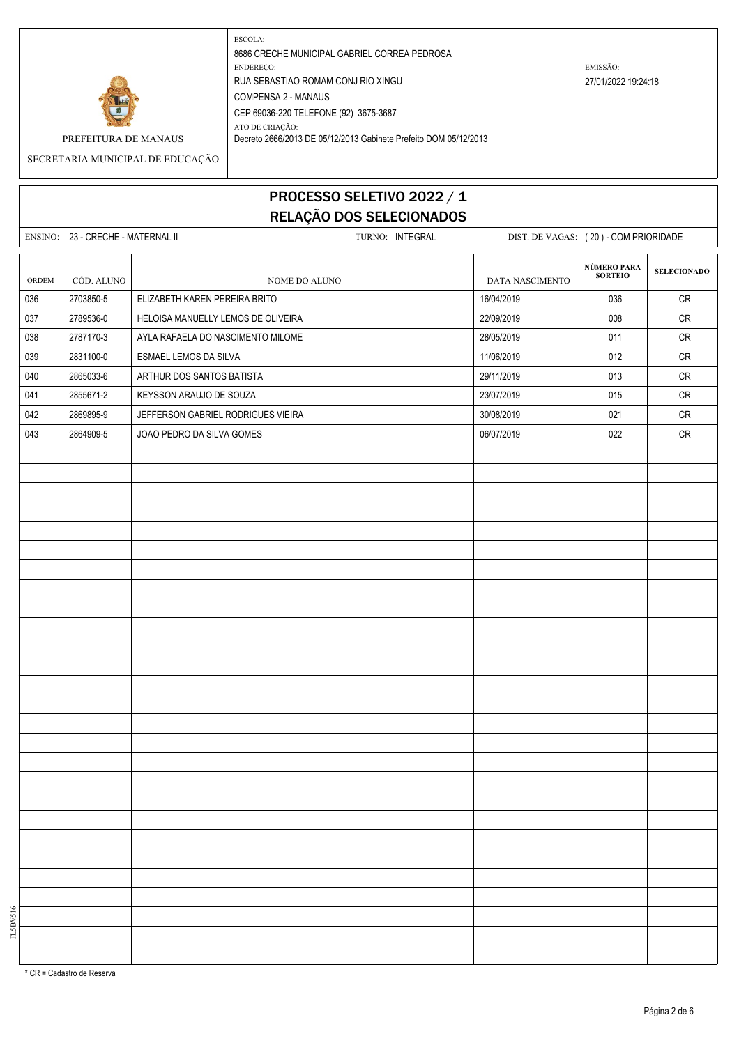PREFEITURA DE MANAUS

SECRETARIA MUNICIPAL DE EDUCAÇÃO

ESCOLA:
8686 CRECHE MUNICIPAL GABRIEL CORREA PEDROSA

ENDEREÇO:
RUA SEBASTIAO ROMAM CONJ RIO XINGU
COMPENSA 2 - MANAUS
CEP 69036-220 TELEFONE (92) 3675-3687

ATO DE CRIAÇÃO:
Decreto 2666/2013 DE 05/12/2013 Gabinete Prefeito DOM 05/12/2013

EMISSÃO:
27/01/2022 19:24:18

# PROCESSO SELETIVO 2022 / 1
## RELAÇÃO DOS SELECIONADOS

ENSINO: 23 - CRECHE - MATERNAL II    TURNO: INTEGRAL    DIST. DE VAGAS: ( 20 ) - COM PRIORIDADE

| ORDEM | CÓD. ALUNO | NOME DO ALUNO | DATA NASCIMENTO | NÚMERO PARA SORTEIO | SELECIONADO |
|---|---|---|---|---|---|
| 036 | 2703850-5 | ELIZABETH KAREN PEREIRA BRITO | 16/04/2019 | 036 | CR |
| 037 | 2789536-0 | HELOISA MANUELLY LEMOS DE OLIVEIRA | 22/09/2019 | 008 | CR |
| 038 | 2787170-3 | AYLA RAFAELA DO NASCIMENTO MILOME | 28/05/2019 | 011 | CR |
| 039 | 2831100-0 | ESMAEL LEMOS DA SILVA | 11/06/2019 | 012 | CR |
| 040 | 2865033-6 | ARTHUR DOS SANTOS BATISTA | 29/11/2019 | 013 | CR |
| 041 | 2855671-2 | KEYSSON ARAUJO DE SOUZA | 23/07/2019 | 015 | CR |
| 042 | 2869895-9 | JEFFERSON GABRIEL RODRIGUES VIEIRA | 30/08/2019 | 021 | CR |
| 043 | 2864909-5 | JOAO PEDRO DA SILVA GOMES | 06/07/2019 | 022 | CR |

* CR = Cadastro de Reserva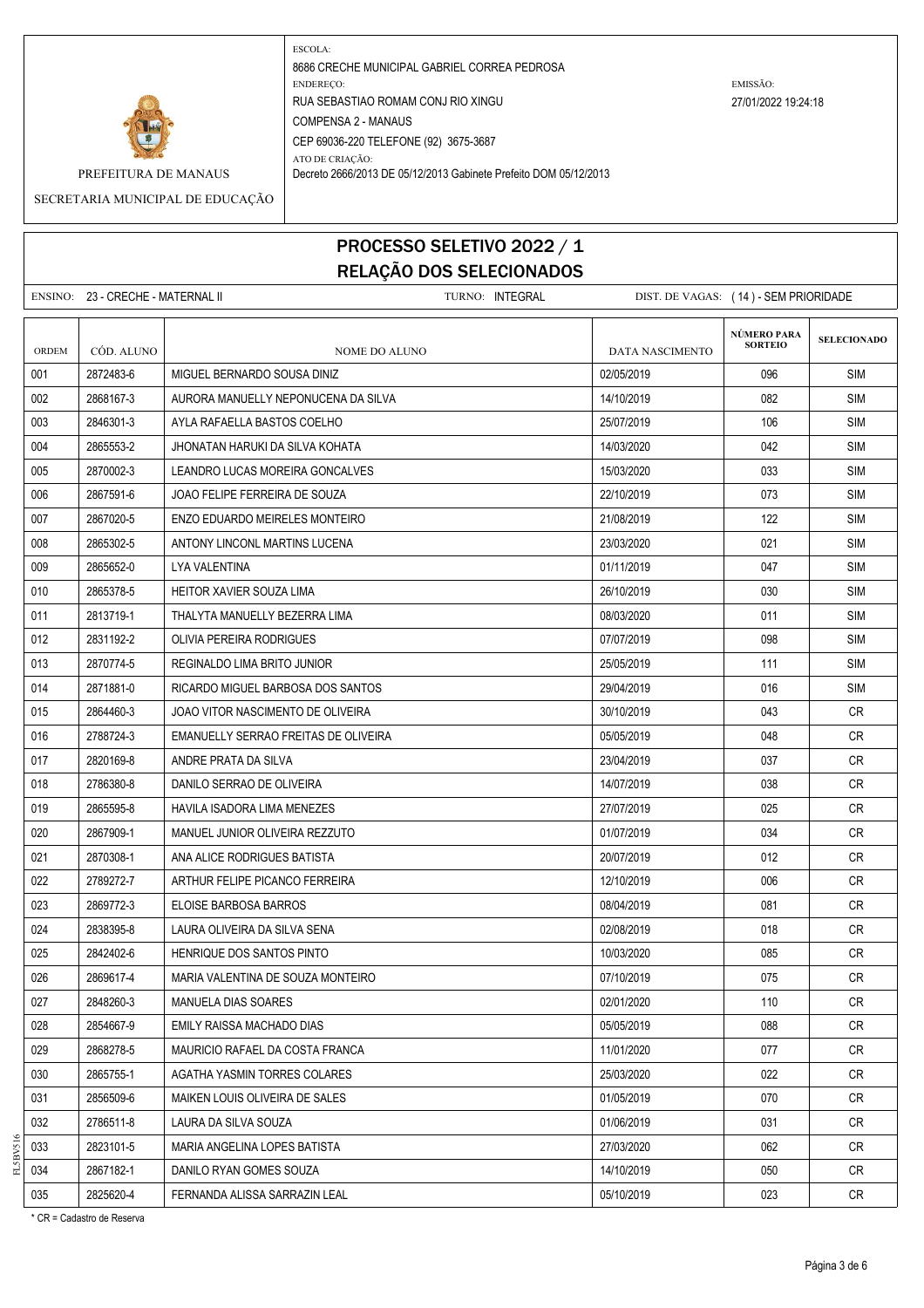PREFEITURA DE MANAUS

SECRETARIA MUNICIPAL DE EDUCAÇÃO

ESCOLA:
8686 CRECHE MUNICIPAL GABRIEL CORREA PEDROSA
ENDEREÇO:
RUA SEBASTIAO ROMAM CONJ RIO XINGU
COMPENSA 2 - MANAUS
CEP 69036-220 TELEFONE (92) 3675-3687
ATO DE CRIAÇÃO:
Decreto 2666/2013 DE 05/12/2013 Gabinete Prefeito DOM 05/12/2013

EMISSÃO:
27/01/2022 19:24:18

# PROCESSO SELETIVO 2022 / 1
## RELAÇÃO DOS SELECIONADOS

ENSINO: 23 - CRECHE - MATERNAL II TURNO: INTEGRAL DIST. DE VAGAS: ( 14 ) - SEM PRIORIDADE

| ORDEM | CÓD. ALUNO | NOME DO ALUNO | DATA NASCIMENTO | NÚMERO PARA SORTEIO | SELECIONADO |
|---|---|---|---|---|---|
| 001 | 2872483-6 | MIGUEL BERNARDO SOUSA DINIZ | 02/05/2019 | 096 | SIM |
| 002 | 2868167-3 | AURORA MANUELLY NEPONUCENA DA SILVA | 14/10/2019 | 082 | SIM |
| 003 | 2846301-3 | AYLA RAFAELLA BASTOS COELHO | 25/07/2019 | 106 | SIM |
| 004 | 2865553-2 | JHONATAN HARUKI DA SILVA KOHATA | 14/03/2020 | 042 | SIM |
| 005 | 2870002-3 | LEANDRO LUCAS MOREIRA GONCALVES | 15/03/2020 | 033 | SIM |
| 006 | 2867591-6 | JOAO FELIPE FERREIRA DE SOUZA | 22/10/2019 | 073 | SIM |
| 007 | 2867020-5 | ENZO EDUARDO MEIRELES MONTEIRO | 21/08/2019 | 122 | SIM |
| 008 | 2865302-5 | ANTONY LINCONL MARTINS LUCENA | 23/03/2020 | 021 | SIM |
| 009 | 2865652-0 | LYA VALENTINA | 01/11/2019 | 047 | SIM |
| 010 | 2865378-5 | HEITOR XAVIER SOUZA LIMA | 26/10/2019 | 030 | SIM |
| 011 | 2813719-1 | THALYTA MANUELLY BEZERRA LIMA | 08/03/2020 | 011 | SIM |
| 012 | 2831192-2 | OLIVIA PEREIRA RODRIGUES | 07/07/2019 | 098 | SIM |
| 013 | 2870774-5 | REGINALDO LIMA BRITO JUNIOR | 25/05/2019 | 111 | SIM |
| 014 | 2871881-0 | RICARDO MIGUEL BARBOSA DOS SANTOS | 29/04/2019 | 016 | SIM |
| 015 | 2864460-3 | JOAO VITOR NASCIMENTO DE OLIVEIRA | 30/10/2019 | 043 | CR |
| 016 | 2788724-3 | EMANUELLY SERRAO FREITAS DE OLIVEIRA | 05/05/2019 | 048 | CR |
| 017 | 2820169-8 | ANDRE PRATA DA SILVA | 23/04/2019 | 037 | CR |
| 018 | 2786380-8 | DANILO SERRAO DE OLIVEIRA | 14/07/2019 | 038 | CR |
| 019 | 2865595-8 | HAVILA ISADORA LIMA MENEZES | 27/07/2019 | 025 | CR |
| 020 | 2867909-1 | MANUEL JUNIOR OLIVEIRA REZZUTO | 01/07/2019 | 034 | CR |
| 021 | 2870308-1 | ANA ALICE RODRIGUES BATISTA | 20/07/2019 | 012 | CR |
| 022 | 2789272-7 | ARTHUR FELIPE PICANCO FERREIRA | 12/10/2019 | 006 | CR |
| 023 | 2869772-3 | ELOISE BARBOSA BARROS | 08/04/2019 | 081 | CR |
| 024 | 2838395-8 | LAURA OLIVEIRA DA SILVA SENA | 02/08/2019 | 018 | CR |
| 025 | 2842402-6 | HENRIQUE DOS SANTOS PINTO | 10/03/2020 | 085 | CR |
| 026 | 2869617-4 | MARIA VALENTINA DE SOUZA MONTEIRO | 07/10/2019 | 075 | CR |
| 027 | 2848260-3 | MANUELA DIAS SOARES | 02/01/2020 | 110 | CR |
| 028 | 2854667-9 | EMILY RAISSA MACHADO DIAS | 05/05/2019 | 088 | CR |
| 029 | 2868278-5 | MAURICIO RAFAEL DA COSTA FRANCA | 11/01/2020 | 077 | CR |
| 030 | 2865755-1 | AGATHA YASMIN TORRES COLARES | 25/03/2020 | 022 | CR |
| 031 | 2856509-6 | MAIKEN LOUIS OLIVEIRA DE SALES | 01/05/2019 | 070 | CR |
| 032 | 2786511-8 | LAURA DA SILVA SOUZA | 01/06/2019 | 031 | CR |
| 033 | 2823101-5 | MARIA ANGELINA LOPES BATISTA | 27/03/2020 | 062 | CR |
| 034 | 2867182-1 | DANILO RYAN GOMES SOUZA | 14/10/2019 | 050 | CR |
| 035 | 2825620-4 | FERNANDA ALISSA SARRAZIN LEAL | 05/10/2019 | 023 | CR |

* CR = Cadastro de Reserva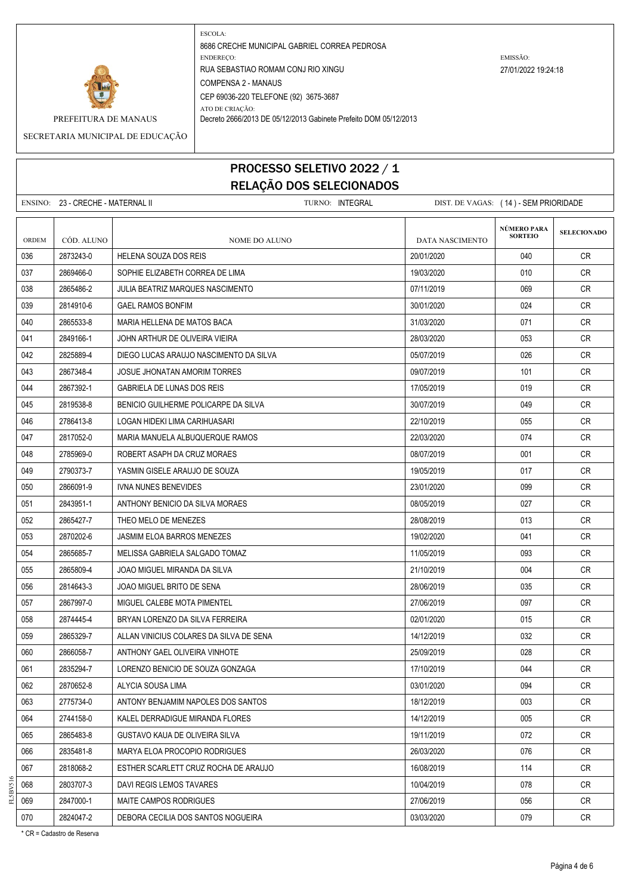PREFEITURA DE MANAUS

SECRETARIA MUNICIPAL DE EDUCAÇÃO

ESCOLA:
8686 CRECHE MUNICIPAL GABRIEL CORREA PEDROSA

ENDEREÇO:
RUA SEBASTIAO ROMAM CONJ RIO XINGU
COMPENSA 2 - MANAUS
CEP 69036-220 TELEFONE (92) 3675-3687

ATO DE CRIAÇÃO:
Decreto 2666/2013 DE 05/12/2013 Gabinete Prefeito DOM 05/12/2013

EMISSÃO:
27/01/2022 19:24:18

# PROCESSO SELETIVO 2022 / 1
## RELAÇÃO DOS SELECIONADOS

ENSINO: 23 - CRECHE - MATERNAL II    TURNO: INTEGRAL    DIST. DE VAGAS: ( 14 ) - SEM PRIORIDADE

| ORDEM | CÓD. ALUNO | NOME DO ALUNO | DATA NASCIMENTO | NÚMERO PARA SORTEIO | SELECIONADO |
|---|---|---|---|---|---|
| 036 | 2873243-0 | HELENA SOUZA DOS REIS | 20/01/2020 | 040 | CR |
| 037 | 2869466-0 | SOPHIE ELIZABETH CORREA DE LIMA | 19/03/2020 | 010 | CR |
| 038 | 2865486-2 | JULIA BEATRIZ MARQUES NASCIMENTO | 07/11/2019 | 069 | CR |
| 039 | 2814910-6 | GAEL RAMOS BONFIM | 30/01/2020 | 024 | CR |
| 040 | 2865533-8 | MARIA HELLENA DE MATOS BACA | 31/03/2020 | 071 | CR |
| 041 | 2849166-1 | JOHN ARTHUR DE OLIVEIRA VIEIRA | 28/03/2020 | 053 | CR |
| 042 | 2825889-4 | DIEGO LUCAS ARAUJO NASCIMENTO DA SILVA | 05/07/2019 | 026 | CR |
| 043 | 2867348-4 | JOSUE JHONATAN AMORIM TORRES | 09/07/2019 | 101 | CR |
| 044 | 2867392-1 | GABRIELA DE LUNAS DOS REIS | 17/05/2019 | 019 | CR |
| 045 | 2819538-8 | BENICIO GUILHERME POLICARPE DA SILVA | 30/07/2019 | 049 | CR |
| 046 | 2786413-8 | LOGAN HIDEKI LIMA CARIHUASARI | 22/10/2019 | 055 | CR |
| 047 | 2817052-0 | MARIA MANUELA ALBUQUERQUE RAMOS | 22/03/2020 | 074 | CR |
| 048 | 2785969-0 | ROBERT ASAPH DA CRUZ MORAES | 08/07/2019 | 001 | CR |
| 049 | 2790373-7 | YASMIN GISELE ARAUJO DE SOUZA | 19/05/2019 | 017 | CR |
| 050 | 2866091-9 | IVNA NUNES BENEVIDES | 23/01/2020 | 099 | CR |
| 051 | 2843951-1 | ANTHONY BENICIO DA SILVA MORAES | 08/05/2019 | 027 | CR |
| 052 | 2865427-7 | THEO MELO DE MENEZES | 28/08/2019 | 013 | CR |
| 053 | 2870202-6 | JASMIM ELOA BARROS MENEZES | 19/02/2020 | 041 | CR |
| 054 | 2865685-7 | MELISSA GABRIELA SALGADO TOMAZ | 11/05/2019 | 093 | CR |
| 055 | 2865809-4 | JOAO MIGUEL MIRANDA DA SILVA | 21/10/2019 | 004 | CR |
| 056 | 2814643-3 | JOAO MIGUEL BRITO DE SENA | 28/06/2019 | 035 | CR |
| 057 | 2867997-0 | MIGUEL CALEBE MOTA PIMENTEL | 27/06/2019 | 097 | CR |
| 058 | 2874445-4 | BRYAN LORENZO DA SILVA FERREIRA | 02/01/2020 | 015 | CR |
| 059 | 2865329-7 | ALLAN VINICIUS COLARES DA SILVA DE SENA | 14/12/2019 | 032 | CR |
| 060 | 2866058-7 | ANTHONY GAEL OLIVEIRA VINHOTE | 25/09/2019 | 028 | CR |
| 061 | 2835294-7 | LORENZO BENICIO DE SOUZA GONZAGA | 17/10/2019 | 044 | CR |
| 062 | 2870652-8 | ALYCIA SOUSA LIMA | 03/01/2020 | 094 | CR |
| 063 | 2775734-0 | ANTONY BENJAMIM NAPOLES DOS SANTOS | 18/12/2019 | 003 | CR |
| 064 | 2744158-0 | KALEL DERRADIGUE MIRANDA FLORES | 14/12/2019 | 005 | CR |
| 065 | 2865483-8 | GUSTAVO KAUA DE OLIVEIRA SILVA | 19/11/2019 | 072 | CR |
| 066 | 2835481-8 | MARYA ELOA PROCOPIO RODRIGUES | 26/03/2020 | 076 | CR |
| 067 | 2818068-2 | ESTHER SCARLETT CRUZ ROCHA DE ARAUJO | 16/08/2019 | 114 | CR |
| 068 | 2803707-3 | DAVI REGIS LEMOS TAVARES | 10/04/2019 | 078 | CR |
| 069 | 2847000-1 | MAITE CAMPOS RODRIGUES | 27/06/2019 | 056 | CR |
| 070 | 2824047-2 | DEBORA CECILIA DOS SANTOS NOGUEIRA | 03/03/2020 | 079 | CR |

* CR = Cadastro de Reserva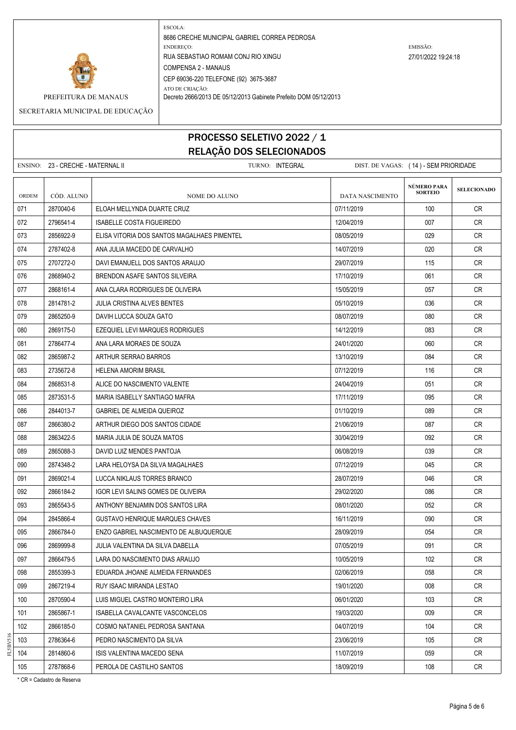PREFEITURA DE MANAUS

SECRETARIA MUNICIPAL DE EDUCAÇÃO

ESCOLA:
8686 CRECHE MUNICIPAL GABRIEL CORREA PEDROSA
ENDEREÇO:
RUA SEBASTIAO ROMAM CONJ RIO XINGU
COMPENSA 2 - MANAUS
CEP 69036-220 TELEFONE (92) 3675-3687
ATO DE CRIAÇÃO:
Decreto 2666/2013 DE 05/12/2013 Gabinete Prefeito DOM 05/12/2013

EMISSÃO:
27/01/2022 19:24:18

# PROCESSO SELETIVO 2022 / 1
## RELAÇÃO DOS SELECIONADOS

ENSINO: 23 - CRECHE - MATERNAL II TURNO: INTEGRAL DIST. DE VAGAS: ( 14 ) - SEM PRIORIDADE

| ORDEM | CÓD. ALUNO | NOME DO ALUNO | DATA NASCIMENTO | NÚMERO PARA SORTEIO | SELECIONADO |
|---|---|---|---|---|---|
| 071 | 2870040-6 | ELOAH MELLYNDA DUARTE CRUZ | 07/11/2019 | 100 | CR |
| 072 | 2796541-4 | ISABELLE COSTA FIGUEIREDO | 12/04/2019 | 007 | CR |
| 073 | 2856922-9 | ELISA VITORIA DOS SANTOS MAGALHAES PIMENTEL | 08/05/2019 | 029 | CR |
| 074 | 2787402-8 | ANA JULIA MACEDO DE CARVALHO | 14/07/2019 | 020 | CR |
| 075 | 2707272-0 | DAVI EMANUELL DOS SANTOS ARAUJO | 29/07/2019 | 115 | CR |
| 076 | 2868940-2 | BRENDON ASAFE SANTOS SILVEIRA | 17/10/2019 | 061 | CR |
| 077 | 2868161-4 | ANA CLARA RODRIGUES DE OLIVEIRA | 15/05/2019 | 057 | CR |
| 078 | 2814781-2 | JULIA CRISTINA ALVES BENTES | 05/10/2019 | 036 | CR |
| 079 | 2865250-9 | DAVIH LUCCA SOUZA GATO | 08/07/2019 | 080 | CR |
| 080 | 2869175-0 | EZEQUIEL LEVI MARQUES RODRIGUES | 14/12/2019 | 083 | CR |
| 081 | 2786477-4 | ANA LARA MORAES DE SOUZA | 24/01/2020 | 060 | CR |
| 082 | 2865987-2 | ARTHUR SERRAO BARROS | 13/10/2019 | 084 | CR |
| 083 | 2735672-8 | HELENA AMORIM BRASIL | 07/12/2019 | 116 | CR |
| 084 | 2868531-8 | ALICE DO NASCIMENTO VALENTE | 24/04/2019 | 051 | CR |
| 085 | 2873531-5 | MARIA ISABELLY SANTIAGO MAFRA | 17/11/2019 | 095 | CR |
| 086 | 2844013-7 | GABRIEL DE ALMEIDA QUEIROZ | 01/10/2019 | 089 | CR |
| 087 | 2866380-2 | ARTHUR DIEGO DOS SANTOS CIDADE | 21/06/2019 | 087 | CR |
| 088 | 2863422-5 | MARIA JULIA DE SOUZA MATOS | 30/04/2019 | 092 | CR |
| 089 | 2865088-3 | DAVID LUIZ MENDES PANTOJA | 06/08/2019 | 039 | CR |
| 090 | 2874348-2 | LARA HELOYSA DA SILVA MAGALHAES | 07/12/2019 | 045 | CR |
| 091 | 2869021-4 | LUCCA NIKLAUS TORRES BRANCO | 28/07/2019 | 046 | CR |
| 092 | 2866184-2 | IGOR LEVI SALINS GOMES DE OLIVEIRA | 29/02/2020 | 086 | CR |
| 093 | 2865543-5 | ANTHONY BENJAMIN DOS SANTOS LIRA | 08/01/2020 | 052 | CR |
| 094 | 2845866-4 | GUSTAVO HENRIQUE MARQUES CHAVES | 16/11/2019 | 090 | CR |
| 095 | 2866784-0 | ENZO GABRIEL NASCIMENTO DE ALBUQUERQUE | 28/09/2019 | 054 | CR |
| 096 | 2869999-8 | JULIA VALENTINA DA SILVA DABELLA | 07/05/2019 | 091 | CR |
| 097 | 2866479-5 | LARA DO NASCIMENTO DIAS ARAUJO | 10/05/2019 | 102 | CR |
| 098 | 2855399-3 | EDUARDA JHOANE ALMEIDA FERNANDES | 02/06/2019 | 058 | CR |
| 099 | 2867219-4 | RUY ISAAC MIRANDA LESTAO | 19/01/2020 | 008 | CR |
| 100 | 2870590-4 | LUIS MIGUEL CASTRO MONTEIRO LIRA | 06/01/2020 | 103 | CR |
| 101 | 2865867-1 | ISABELLA CAVALCANTE VASCONCELOS | 19/03/2020 | 009 | CR |
| 102 | 2866185-0 | COSMO NATANIEL PEDROSA SANTANA | 04/07/2019 | 104 | CR |
| 103 | 2786364-6 | PEDRO NASCIMENTO DA SILVA | 23/06/2019 | 105 | CR |
| 104 | 2814860-6 | ISIS VALENTINA MACEDO SENA | 11/07/2019 | 059 | CR |
| 105 | 2787868-6 | PEROLA DE CASTILHO SANTOS | 18/09/2019 | 108 | CR |

* CR = Cadastro de Reserva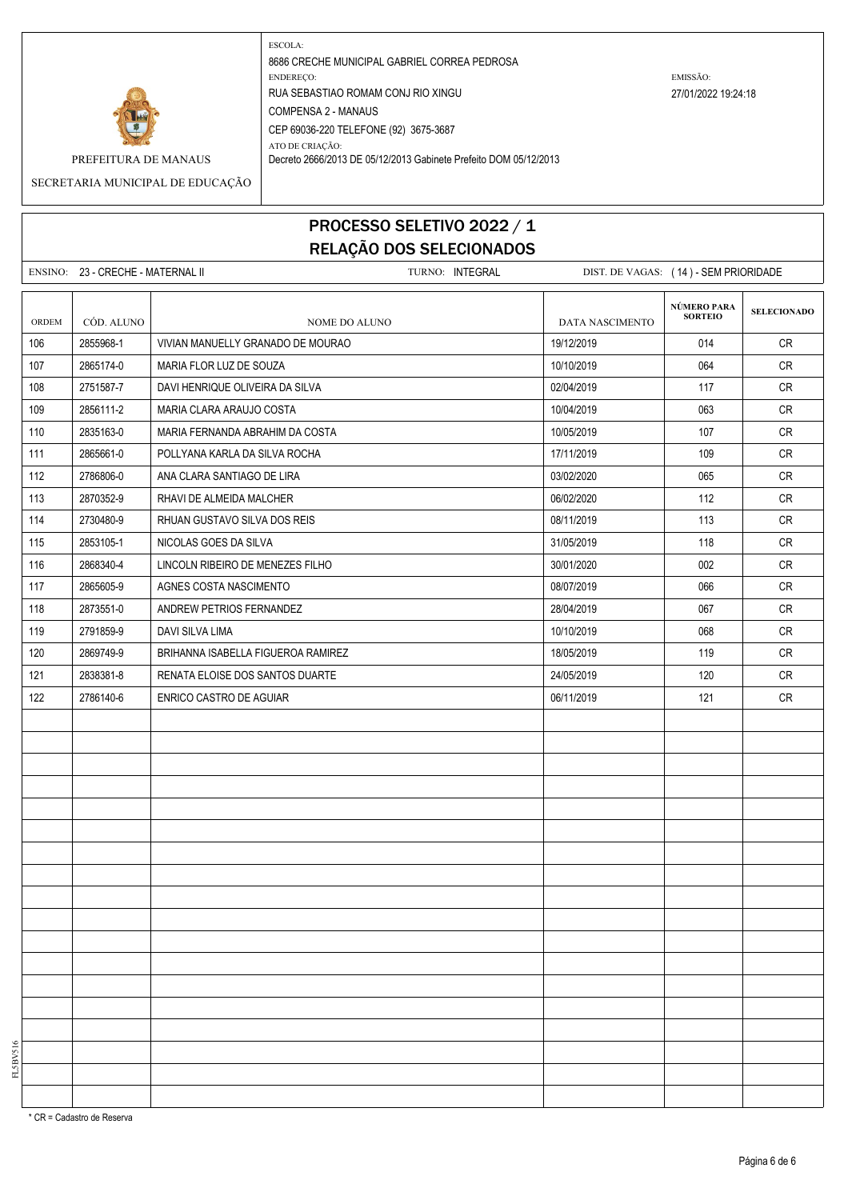PREFEITURA DE MANAUS

SECRETARIA MUNICIPAL DE EDUCAÇÃO

ESCOLA:
8686 CRECHE MUNICIPAL GABRIEL CORREA PEDROSA
ENDEREÇO:
RUA SEBASTIAO ROMAM CONJ RIO XINGU
COMPENSA 2 - MANAUS
CEP 69036-220 TELEFONE (92) 3675-3687
ATO DE CRIAÇÃO:
Decreto 2666/2013 DE 05/12/2013 Gabinete Prefeito DOM 05/12/2013

EMISSÃO:
27/01/2022 19:24:18

# PROCESSO SELETIVO 2022 / 1
## RELAÇÃO DOS SELECIONADOS

ENSINO: 23 - CRECHE - MATERNAL II | TURNO: INTEGRAL | DIST. DE VAGAS: ( 14 ) - SEM PRIORIDADE

| ORDEM | CÓD. ALUNO | NOME DO ALUNO | DATA NASCIMENTO | NÚMERO PARA SORTEIO | SELECIONADO |
|---|---|---|---|---|---|
| 106 | 2855968-1 | VIVIAN MANUELLY GRANADO DE MOURAO | 19/12/2019 | 014 | CR |
| 107 | 2865174-0 | MARIA FLOR LUZ DE SOUZA | 10/10/2019 | 064 | CR |
| 108 | 2751587-7 | DAVI HENRIQUE OLIVEIRA DA SILVA | 02/04/2019 | 117 | CR |
| 109 | 2856111-2 | MARIA CLARA ARAUJO COSTA | 10/04/2019 | 063 | CR |
| 110 | 2835163-0 | MARIA FERNANDA ABRAHIM DA COSTA | 10/05/2019 | 107 | CR |
| 111 | 2865661-0 | POLLYANA KARLA DA SILVA ROCHA | 17/11/2019 | 109 | CR |
| 112 | 2786806-0 | ANA CLARA SANTIAGO DE LIRA | 03/02/2020 | 065 | CR |
| 113 | 2870352-9 | RHAVI DE ALMEIDA MALCHER | 06/02/2020 | 112 | CR |
| 114 | 2730480-9 | RHUAN GUSTAVO SILVA DOS REIS | 08/11/2019 | 113 | CR |
| 115 | 2853105-1 | NICOLAS GOES DA SILVA | 31/05/2019 | 118 | CR |
| 116 | 2868340-4 | LINCOLN RIBEIRO DE MENEZES FILHO | 30/01/2020 | 002 | CR |
| 117 | 2865605-9 | AGNES COSTA NASCIMENTO | 08/07/2019 | 066 | CR |
| 118 | 2873551-0 | ANDREW PETRIOS FERNANDEZ | 28/04/2019 | 067 | CR |
| 119 | 2791859-9 | DAVI SILVA LIMA | 10/10/2019 | 068 | CR |
| 120 | 2869749-9 | BRIHANNA ISABELLA FIGUEROA RAMIREZ | 18/05/2019 | 119 | CR |
| 121 | 2838381-8 | RENATA ELOISE DOS SANTOS DUARTE | 24/05/2019 | 120 | CR |
| 122 | 2786140-6 | ENRICO CASTRO DE AGUIAR | 06/11/2019 | 121 | CR |

\* CR = Cadastro de Reserva